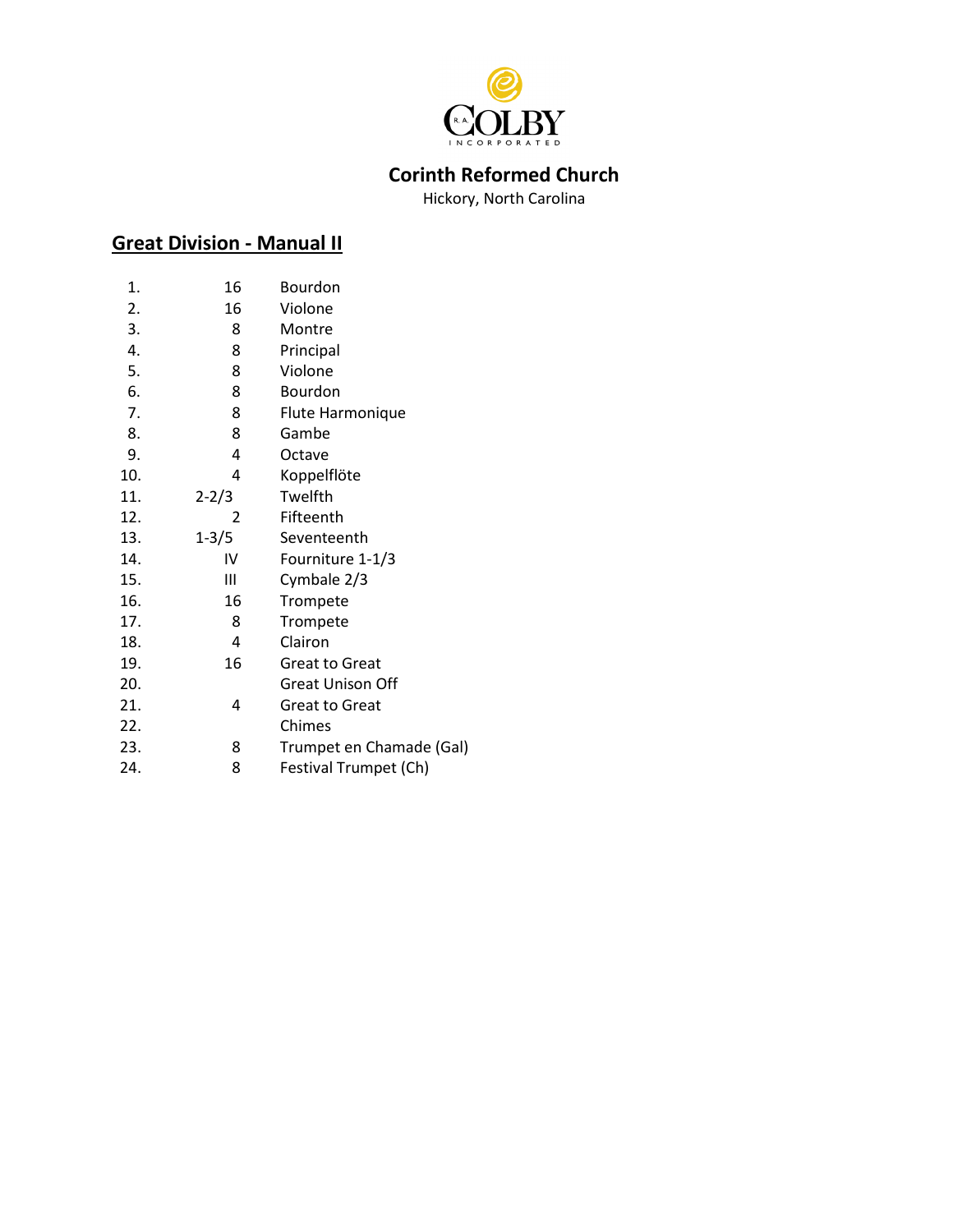R.A. COLBY INCORPORATED

## Corinth Reformed Church

Hickory, North Carolina

### Great Division - Manual II

| | | |
|---|---|---|
| 1. | 16 | Bourdon |
| 2. | 16 | Violone |
| 3. | 8 | Montre |
| 4. | 8 | Principal |
| 5. | 8 | Violone |
| 6. | 8 | Bourdon |
| 7. | 8 | Flute Harmonique |
| 8. | 8 | Gambe |
| 9. | 4 | Octave |
| 10. | 4 | Koppelflöte |
| 11. | 2-2/3 | Twelfth |
| 12. | 2 | Fifteenth |
| 13. | 1-3/5 | Seventeenth |
| 14. | IV | Fourniture 1-1/3 |
| 15. | III | Cymbale 2/3 |
| 16. | 16 | Trompete |
| 17. | 8 | Trompete |
| 18. | 4 | Clairon |
| 19. | 16 | Great to Great |
| 20. | | Great Unison Off |
| 21. | 4 | Great to Great |
| 22. | | Chimes |
| 23. | 8 | Trumpet en Chamade (Gal) |
| 24. | 8 | Festival Trumpet (Ch) |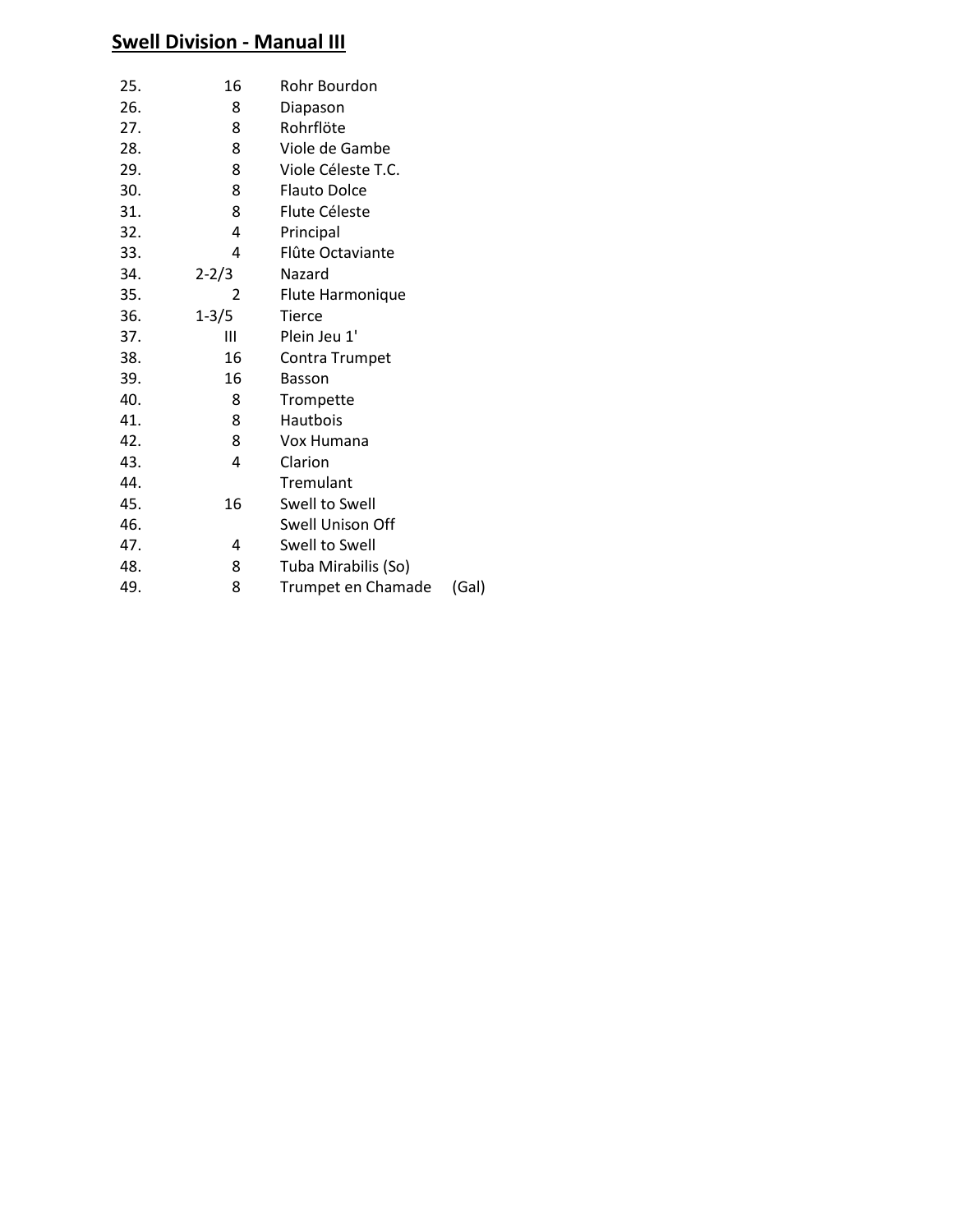## Swell Division - Manual III

| | | | |
|---|---|---|---|
| 25. | 16 | Rohr Bourdon | |
| 26. | 8 | Diapason | |
| 27. | 8 | Rohrflöte | |
| 28. | 8 | Viole de Gambe | |
| 29. | 8 | Viole Céleste T.C. | |
| 30. | 8 | Flauto Dolce | |
| 31. | 8 | Flute Céleste | |
| 32. | 4 | Principal | |
| 33. | 4 | Flûte Octaviante | |
| 34. | 2-2/3 | Nazard | |
| 35. | 2 | Flute Harmonique | |
| 36. | 1-3/5 | Tierce | |
| 37. | III | Plein Jeu 1' | |
| 38. | 16 | Contra Trumpet | |
| 39. | 16 | Basson | |
| 40. | 8 | Trompette | |
| 41. | 8 | Hautbois | |
| 42. | 8 | Vox Humana | |
| 43. | 4 | Clarion | |
| 44. | | Tremulant | |
| 45. | 16 | Swell to Swell | |
| 46. | | Swell Unison Off | |
| 47. | 4 | Swell to Swell | |
| 48. | 8 | Tuba Mirabilis (So) | |
| 49. | 8 | Trumpet en Chamade | (Gal) |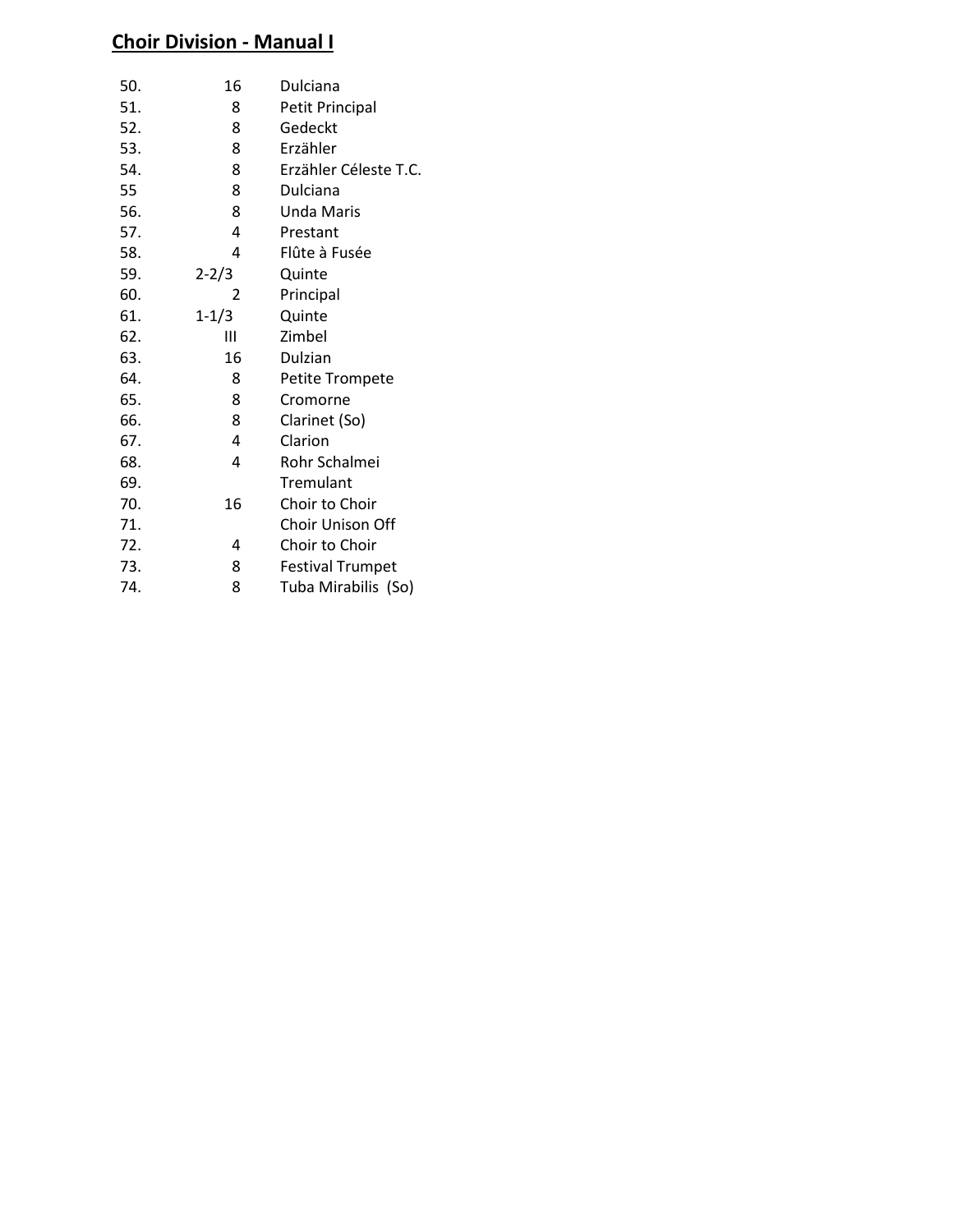## Choir Division - Manual I

| | | |
|---|---|---|
| 50. | 16 | Dulciana |
| 51. | 8 | Petit Principal |
| 52. | 8 | Gedeckt |
| 53. | 8 | Erzähler |
| 54. | 8 | Erzähler Céleste T.C. |
| 55 | 8 | Dulciana |
| 56. | 8 | Unda Maris |
| 57. | 4 | Prestant |
| 58. | 4 | Flûte à Fusée |
| 59. | 2-2/3 | Quinte |
| 60. | 2 | Principal |
| 61. | 1-1/3 | Quinte |
| 62. | III | Zimbel |
| 63. | 16 | Dulzian |
| 64. | 8 | Petite Trompete |
| 65. | 8 | Cromorne |
| 66. | 8 | Clarinet (So) |
| 67. | 4 | Clarion |
| 68. | 4 | Rohr Schalmei |
| 69. | | Tremulant |
| 70. | 16 | Choir to Choir |
| 71. | | Choir Unison Off |
| 72. | 4 | Choir to Choir |
| 73. | 8 | Festival Trumpet |
| 74. | 8 | Tuba Mirabilis (So) |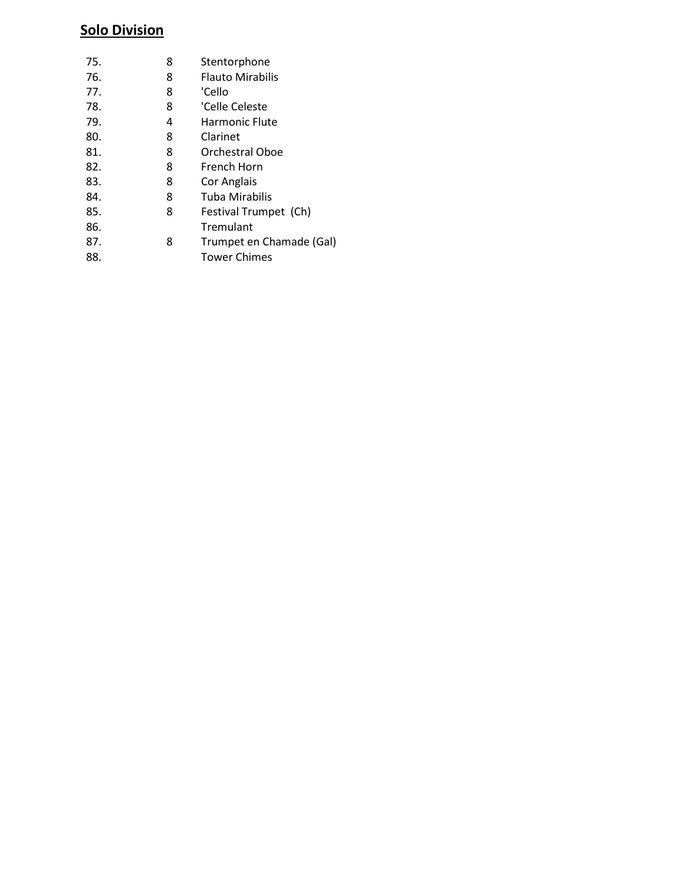## Solo Division

| | | |
|---|---|---|
| 75. | 8 | Stentorphone |
| 76. | 8 | Flauto Mirabilis |
| 77. | 8 | 'Cello |
| 78. | 8 | 'Celle Celeste |
| 79. | 4 | Harmonic Flute |
| 80. | 8 | Clarinet |
| 81. | 8 | Orchestral Oboe |
| 82. | 8 | French Horn |
| 83. | 8 | Cor Anglais |
| 84. | 8 | Tuba Mirabilis |
| 85. | 8 | Festival Trumpet (Ch) |
| 86. | | Tremulant |
| 87. | 8 | Trumpet en Chamade (Gal) |
| 88. | | Tower Chimes |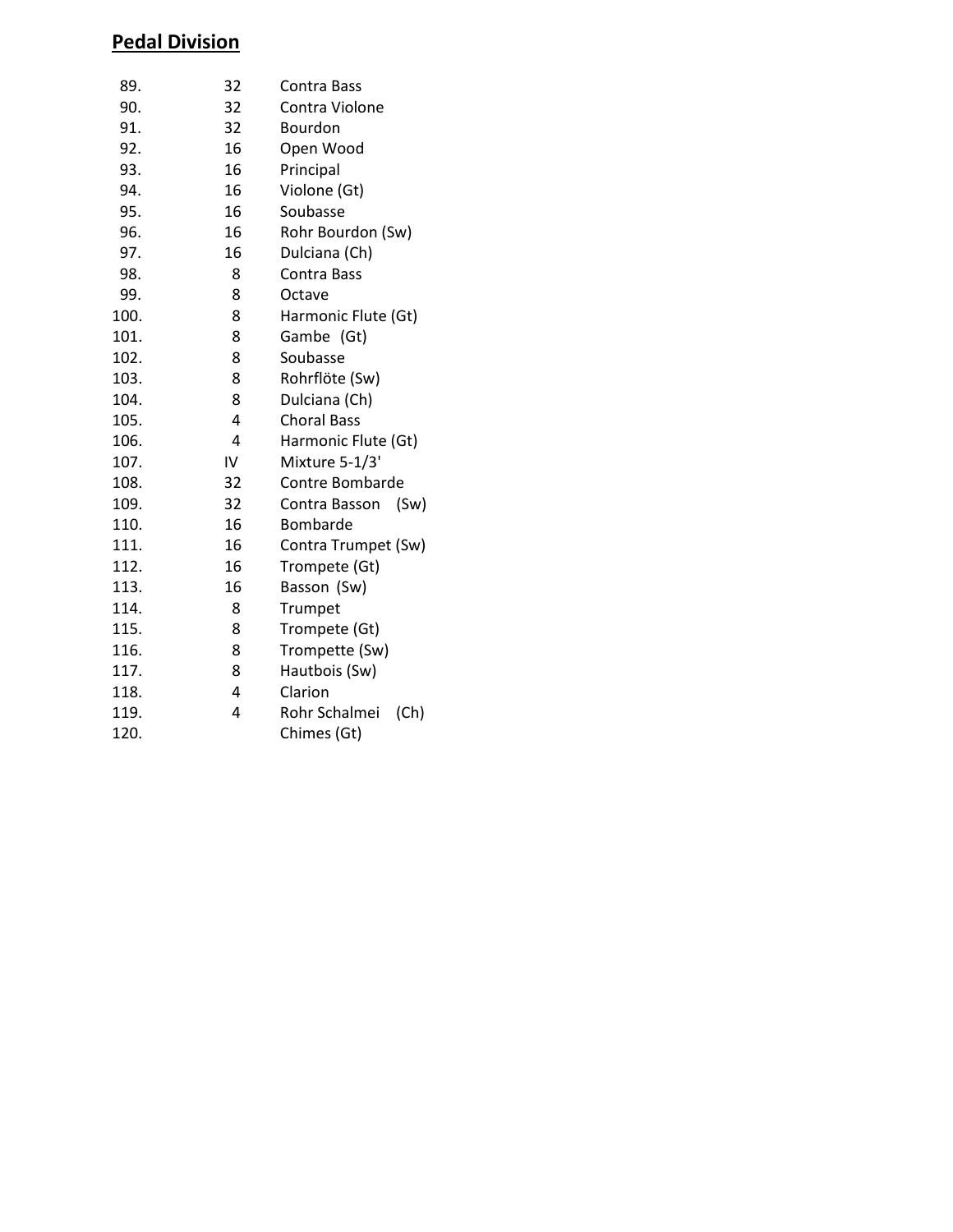## Pedal Division

| | | |
|---|---|---|
| 89. | 32 | Contra Bass |
| 90. | 32 | Contra Violone |
| 91. | 32 | Bourdon |
| 92. | 16 | Open Wood |
| 93. | 16 | Principal |
| 94. | 16 | Violone (Gt) |
| 95. | 16 | Soubasse |
| 96. | 16 | Rohr Bourdon (Sw) |
| 97. | 16 | Dulciana (Ch) |
| 98. | 8 | Contra Bass |
| 99. | 8 | Octave |
| 100. | 8 | Harmonic Flute (Gt) |
| 101. | 8 | Gambe (Gt) |
| 102. | 8 | Soubasse |
| 103. | 8 | Rohrflöte (Sw) |
| 104. | 8 | Dulciana (Ch) |
| 105. | 4 | Choral Bass |
| 106. | 4 | Harmonic Flute (Gt) |
| 107. | IV | Mixture 5-1/3' |
| 108. | 32 | Contre Bombarde |
| 109. | 32 | Contra Basson (Sw) |
| 110. | 16 | Bombarde |
| 111. | 16 | Contra Trumpet (Sw) |
| 112. | 16 | Trompete (Gt) |
| 113. | 16 | Basson (Sw) |
| 114. | 8 | Trumpet |
| 115. | 8 | Trompete (Gt) |
| 116. | 8 | Trompette (Sw) |
| 117. | 8 | Hautbois (Sw) |
| 118. | 4 | Clarion |
| 119. | 4 | Rohr Schalmei (Ch) |
| 120. | | Chimes (Gt) |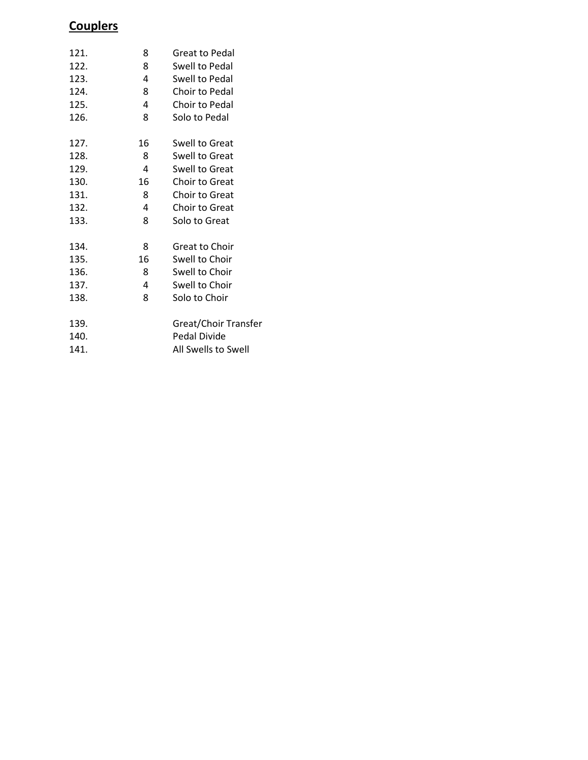## Couplers

| | | |
|---|---|---|
| 121. | 8 | Great to Pedal |
| 122. | 8 | Swell to Pedal |
| 123. | 4 | Swell to Pedal |
| 124. | 8 | Choir to Pedal |
| 125. | 4 | Choir to Pedal |
| 126. | 8 | Solo to Pedal |
| | | |
| 127. | 16 | Swell to Great |
| 128. | 8 | Swell to Great |
| 129. | 4 | Swell to Great |
| 130. | 16 | Choir to Great |
| 131. | 8 | Choir to Great |
| 132. | 4 | Choir to Great |
| 133. | 8 | Solo to Great |
| | | |
| 134. | 8 | Great to Choir |
| 135. | 16 | Swell to Choir |
| 136. | 8 | Swell to Choir |
| 137. | 4 | Swell to Choir |
| 138. | 8 | Solo to Choir |
| | | |
| 139. | | Great/Choir Transfer |
| 140. | | Pedal Divide |
| 141. | | All Swells to Swell |